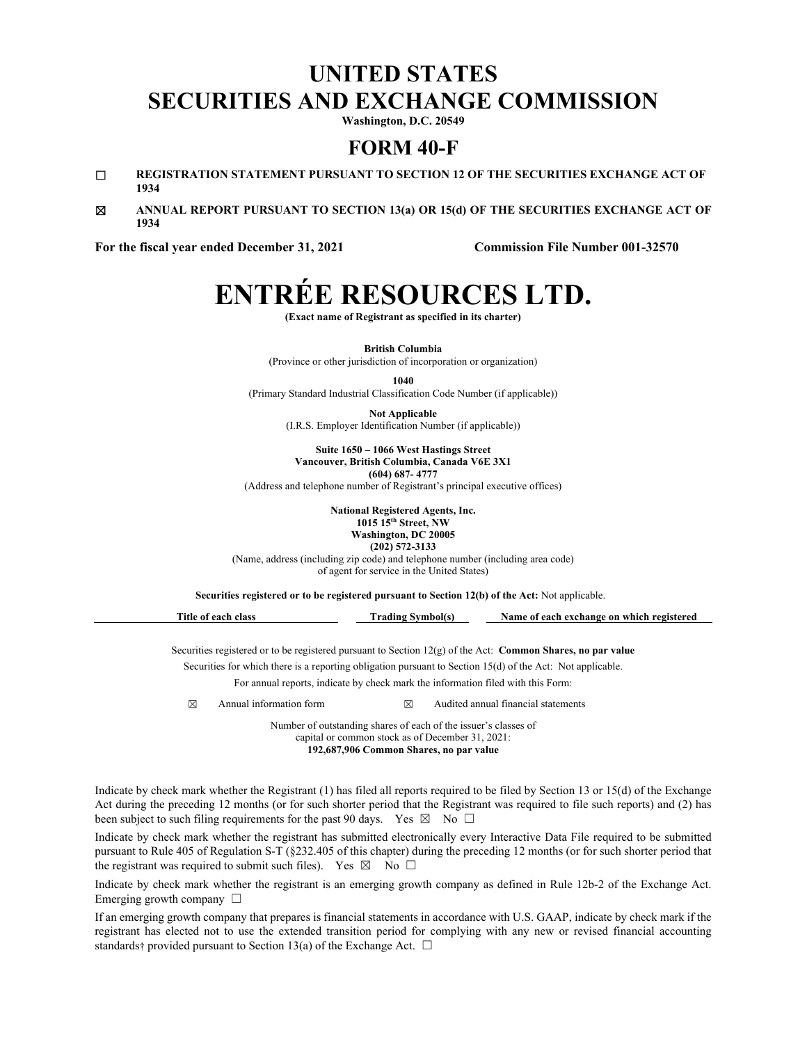# UNITED STATES
# SECURITIES AND EXCHANGE COMMISSION

**Washington, D.C. 20549**

## FORM 40-F

☐ **REGISTRATION STATEMENT PURSUANT TO SECTION 12 OF THE SECURITIES EXCHANGE ACT OF 1934**

☒ **ANNUAL REPORT PURSUANT TO SECTION 13(a) OR 15(d) OF THE SECURITIES EXCHANGE ACT OF 1934**

**For the fiscal year ended December 31, 2021** **Commission File Number 001-32570**

# ENTRÉE RESOURCES LTD.

**(Exact name of Registrant as specified in its charter)**

**British Columbia**
(Province or other jurisdiction of incorporation or organization)

**1040**
(Primary Standard Industrial Classification Code Number (if applicable))

**Not Applicable**
(I.R.S. Employer Identification Number (if applicable))

**Suite 1650 – 1066 West Hastings Street**
**Vancouver, British Columbia, Canada V6E 3X1**
**(604) 687- 4777**
(Address and telephone number of Registrant's principal executive offices)

**National Registered Agents, Inc.**
**1015 15th Street, NW**
**Washington, DC 20005**
**(202) 572-3133**
(Name, address (including zip code) and telephone number (including area code) of agent for service in the United States)

**Securities registered or to be registered pursuant to Section 12(b) of the Act:** Not applicable.

| Title of each class | Trading Symbol(s) | Name of each exchange on which registered |
|---|---|---|

Securities registered or to be registered pursuant to Section 12(g) of the Act: **Common Shares, no par value**

Securities for which there is a reporting obligation pursuant to Section 15(d) of the Act: Not applicable.

For annual reports, indicate by check mark the information filed with this Form:

☒ Annual information form ☒ Audited annual financial statements

Number of outstanding shares of each of the issuer's classes of capital or common stock as of December 31, 2021:
**192,687,906 Common Shares, no par value**

Indicate by check mark whether the Registrant (1) has filed all reports required to be filed by Section 13 or 15(d) of the Exchange Act during the preceding 12 months (or for such shorter period that the Registrant was required to file such reports) and (2) has been subject to such filing requirements for the past 90 days. Yes ☒ No ☐

Indicate by check mark whether the registrant has submitted electronically every Interactive Data File required to be submitted pursuant to Rule 405 of Regulation S-T (§232.405 of this chapter) during the preceding 12 months (or for such shorter period that the registrant was required to submit such files). Yes ☒ No ☐

Indicate by check mark whether the registrant is an emerging growth company as defined in Rule 12b-2 of the Exchange Act. Emerging growth company ☐

If an emerging growth company that prepares is financial statements in accordance with U.S. GAAP, indicate by check mark if the registrant has elected not to use the extended transition period for complying with any new or revised financial accounting standards† provided pursuant to Section 13(a) of the Exchange Act. ☐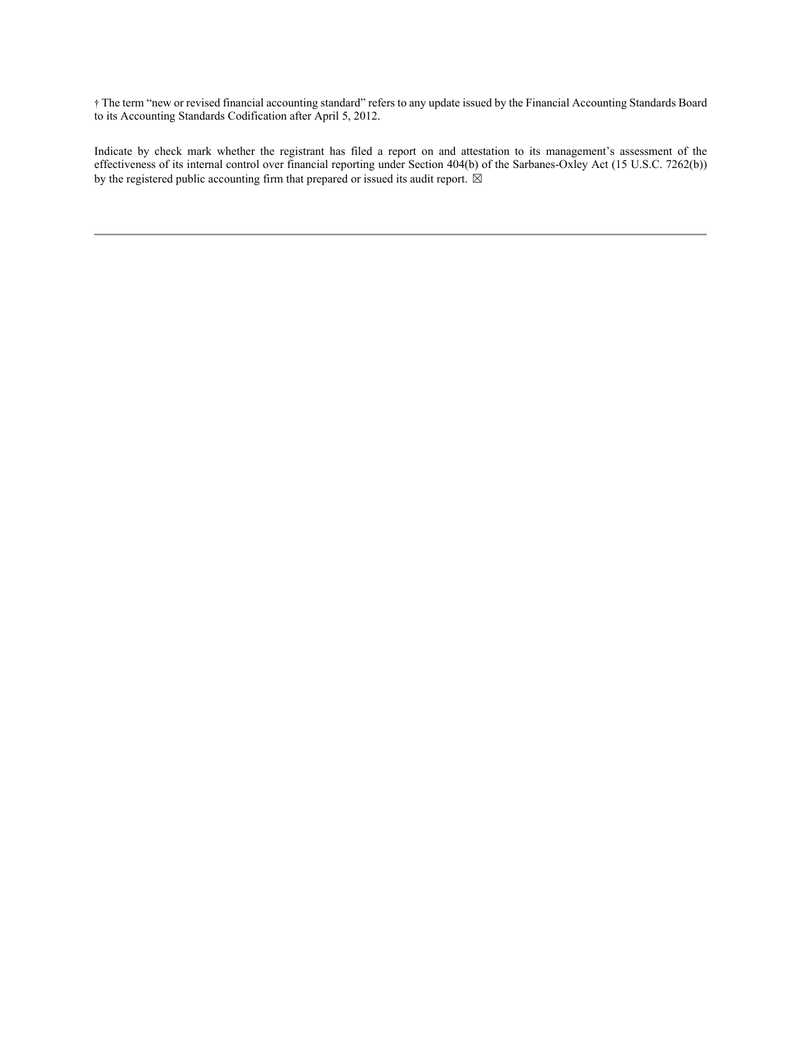† The term "new or revised financial accounting standard" refers to any update issued by the Financial Accounting Standards Board to its Accounting Standards Codification after April 5, 2012.

Indicate by check mark whether the registrant has filed a report on and attestation to its management's assessment of the effectiveness of its internal control over financial reporting under Section 404(b) of the Sarbanes-Oxley Act (15 U.S.C. 7262(b)) by the registered public accounting firm that prepared or issued its audit report. ☒

---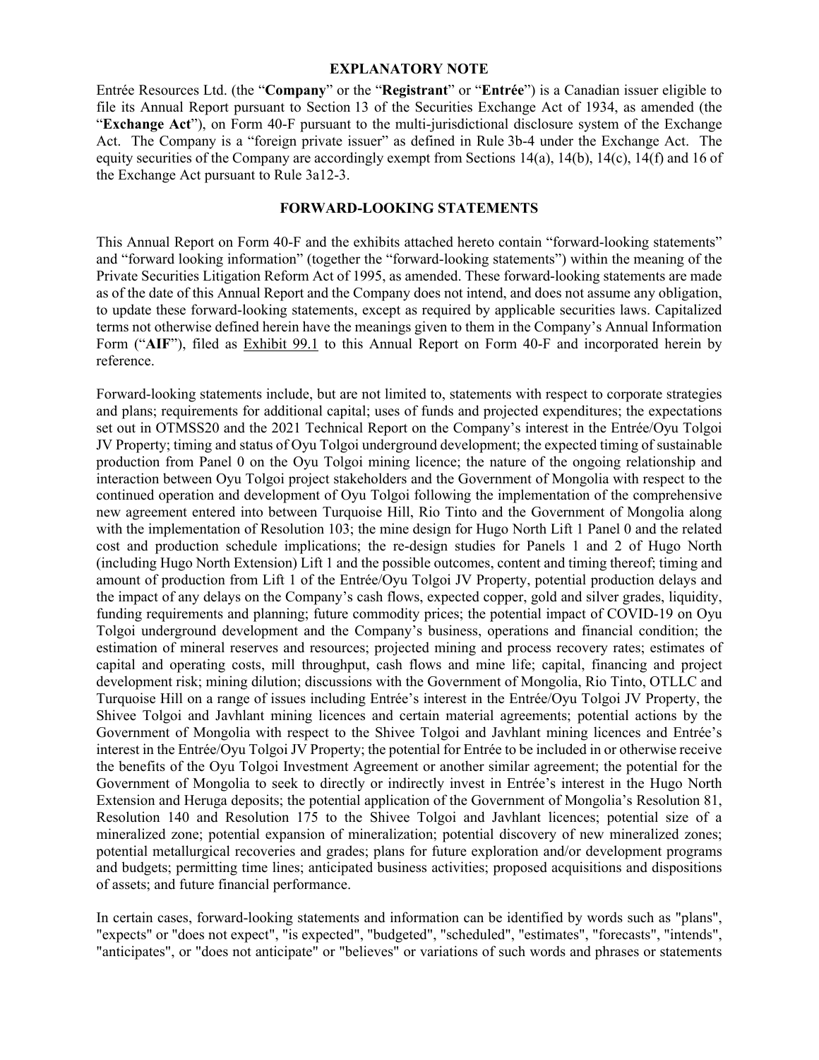## EXPLANATORY NOTE

Entrée Resources Ltd. (the "**Company**" or the "**Registrant**" or "**Entrée**") is a Canadian issuer eligible to file its Annual Report pursuant to Section 13 of the Securities Exchange Act of 1934, as amended (the "**Exchange Act**"), on Form 40-F pursuant to the multi-jurisdictional disclosure system of the Exchange Act. The Company is a "foreign private issuer" as defined in Rule 3b-4 under the Exchange Act. The equity securities of the Company are accordingly exempt from Sections 14(a), 14(b), 14(c), 14(f) and 16 of the Exchange Act pursuant to Rule 3a12-3.

## FORWARD-LOOKING STATEMENTS

This Annual Report on Form 40-F and the exhibits attached hereto contain "forward-looking statements" and "forward looking information" (together the "forward-looking statements") within the meaning of the Private Securities Litigation Reform Act of 1995, as amended. These forward-looking statements are made as of the date of this Annual Report and the Company does not intend, and does not assume any obligation, to update these forward-looking statements, except as required by applicable securities laws. Capitalized terms not otherwise defined herein have the meanings given to them in the Company's Annual Information Form ("**AIF**"), filed as Exhibit 99.1 to this Annual Report on Form 40-F and incorporated herein by reference.

Forward-looking statements include, but are not limited to, statements with respect to corporate strategies and plans; requirements for additional capital; uses of funds and projected expenditures; the expectations set out in OTMSS20 and the 2021 Technical Report on the Company's interest in the Entrée/Oyu Tolgoi JV Property; timing and status of Oyu Tolgoi underground development; the expected timing of sustainable production from Panel 0 on the Oyu Tolgoi mining licence; the nature of the ongoing relationship and interaction between Oyu Tolgoi project stakeholders and the Government of Mongolia with respect to the continued operation and development of Oyu Tolgoi following the implementation of the comprehensive new agreement entered into between Turquoise Hill, Rio Tinto and the Government of Mongolia along with the implementation of Resolution 103; the mine design for Hugo North Lift 1 Panel 0 and the related cost and production schedule implications; the re-design studies for Panels 1 and 2 of Hugo North (including Hugo North Extension) Lift 1 and the possible outcomes, content and timing thereof; timing and amount of production from Lift 1 of the Entrée/Oyu Tolgoi JV Property, potential production delays and the impact of any delays on the Company's cash flows, expected copper, gold and silver grades, liquidity, funding requirements and planning; future commodity prices; the potential impact of COVID-19 on Oyu Tolgoi underground development and the Company's business, operations and financial condition; the estimation of mineral reserves and resources; projected mining and process recovery rates; estimates of capital and operating costs, mill throughput, cash flows and mine life; capital, financing and project development risk; mining dilution; discussions with the Government of Mongolia, Rio Tinto, OTLLC and Turquoise Hill on a range of issues including Entrée's interest in the Entrée/Oyu Tolgoi JV Property, the Shivee Tolgoi and Javhlant mining licences and certain material agreements; potential actions by the Government of Mongolia with respect to the Shivee Tolgoi and Javhlant mining licences and Entrée's interest in the Entrée/Oyu Tolgoi JV Property; the potential for Entrée to be included in or otherwise receive the benefits of the Oyu Tolgoi Investment Agreement or another similar agreement; the potential for the Government of Mongolia to seek to directly or indirectly invest in Entrée's interest in the Hugo North Extension and Heruga deposits; the potential application of the Government of Mongolia's Resolution 81, Resolution 140 and Resolution 175 to the Shivee Tolgoi and Javhlant licences; potential size of a mineralized zone; potential expansion of mineralization; potential discovery of new mineralized zones; potential metallurgical recoveries and grades; plans for future exploration and/or development programs and budgets; permitting time lines; anticipated business activities; proposed acquisitions and dispositions of assets; and future financial performance.

In certain cases, forward-looking statements and information can be identified by words such as "plans", "expects" or "does not expect", "is expected", "budgeted", "scheduled", "estimates", "forecasts", "intends", "anticipates", or "does not anticipate" or "believes" or variations of such words and phrases or statements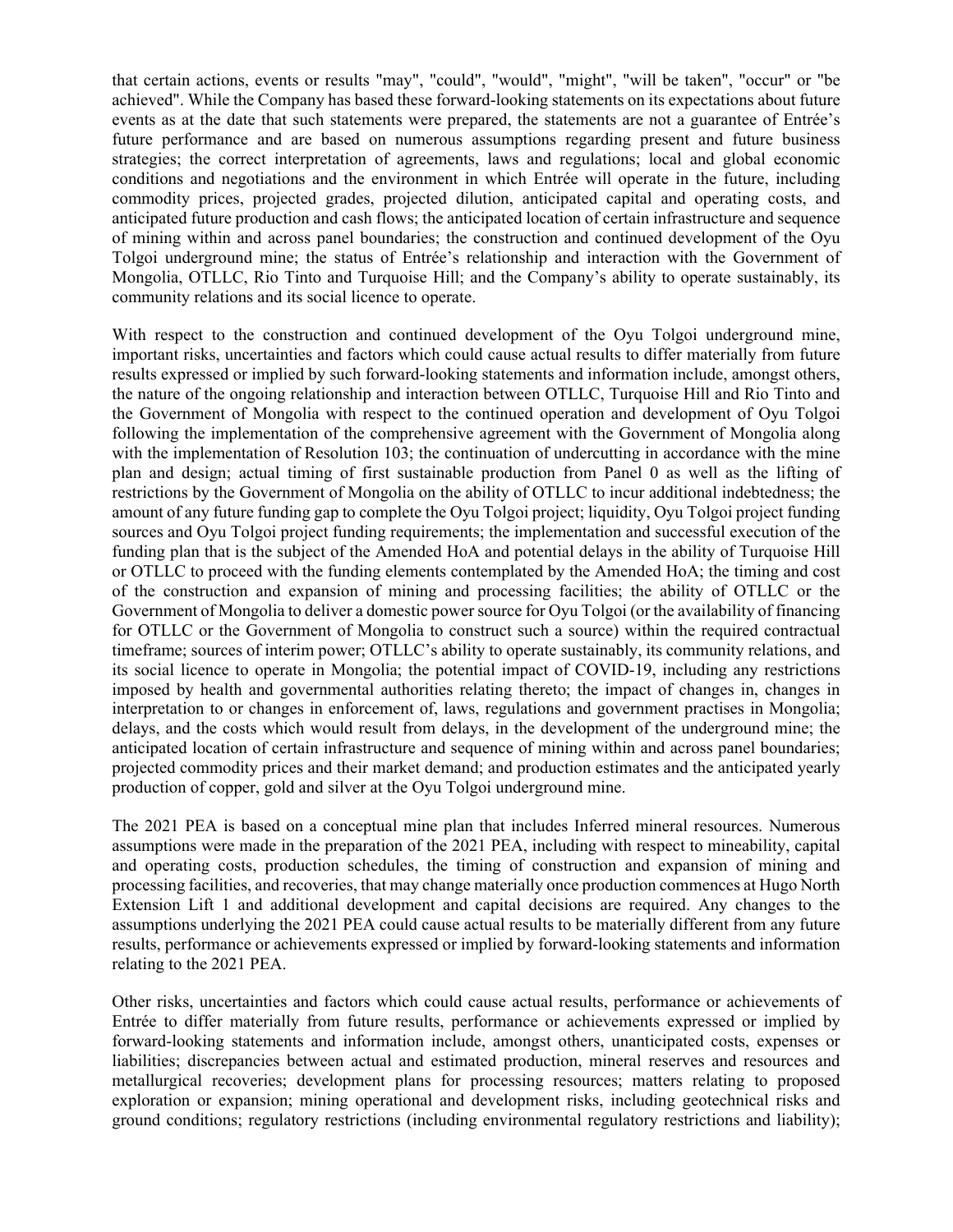that certain actions, events or results "may", "could", "would", "might", "will be taken", "occur" or "be achieved". While the Company has based these forward-looking statements on its expectations about future events as at the date that such statements were prepared, the statements are not a guarantee of Entrée's future performance and are based on numerous assumptions regarding present and future business strategies; the correct interpretation of agreements, laws and regulations; local and global economic conditions and negotiations and the environment in which Entrée will operate in the future, including commodity prices, projected grades, projected dilution, anticipated capital and operating costs, and anticipated future production and cash flows; the anticipated location of certain infrastructure and sequence of mining within and across panel boundaries; the construction and continued development of the Oyu Tolgoi underground mine; the status of Entrée's relationship and interaction with the Government of Mongolia, OTLLC, Rio Tinto and Turquoise Hill; and the Company's ability to operate sustainably, its community relations and its social licence to operate.

With respect to the construction and continued development of the Oyu Tolgoi underground mine, important risks, uncertainties and factors which could cause actual results to differ materially from future results expressed or implied by such forward-looking statements and information include, amongst others, the nature of the ongoing relationship and interaction between OTLLC, Turquoise Hill and Rio Tinto and the Government of Mongolia with respect to the continued operation and development of Oyu Tolgoi following the implementation of the comprehensive agreement with the Government of Mongolia along with the implementation of Resolution 103; the continuation of undercutting in accordance with the mine plan and design; actual timing of first sustainable production from Panel 0 as well as the lifting of restrictions by the Government of Mongolia on the ability of OTLLC to incur additional indebtedness; the amount of any future funding gap to complete the Oyu Tolgoi project; liquidity, Oyu Tolgoi project funding sources and Oyu Tolgoi project funding requirements; the implementation and successful execution of the funding plan that is the subject of the Amended HoA and potential delays in the ability of Turquoise Hill or OTLLC to proceed with the funding elements contemplated by the Amended HoA; the timing and cost of the construction and expansion of mining and processing facilities; the ability of OTLLC or the Government of Mongolia to deliver a domestic power source for Oyu Tolgoi (or the availability of financing for OTLLC or the Government of Mongolia to construct such a source) within the required contractual timeframe; sources of interim power; OTLLC's ability to operate sustainably, its community relations, and its social licence to operate in Mongolia; the potential impact of COVID-19, including any restrictions imposed by health and governmental authorities relating thereto; the impact of changes in, changes in interpretation to or changes in enforcement of, laws, regulations and government practises in Mongolia; delays, and the costs which would result from delays, in the development of the underground mine; the anticipated location of certain infrastructure and sequence of mining within and across panel boundaries; projected commodity prices and their market demand; and production estimates and the anticipated yearly production of copper, gold and silver at the Oyu Tolgoi underground mine.

The 2021 PEA is based on a conceptual mine plan that includes Inferred mineral resources. Numerous assumptions were made in the preparation of the 2021 PEA, including with respect to mineability, capital and operating costs, production schedules, the timing of construction and expansion of mining and processing facilities, and recoveries, that may change materially once production commences at Hugo North Extension Lift 1 and additional development and capital decisions are required. Any changes to the assumptions underlying the 2021 PEA could cause actual results to be materially different from any future results, performance or achievements expressed or implied by forward-looking statements and information relating to the 2021 PEA.

Other risks, uncertainties and factors which could cause actual results, performance or achievements of Entrée to differ materially from future results, performance or achievements expressed or implied by forward-looking statements and information include, amongst others, unanticipated costs, expenses or liabilities; discrepancies between actual and estimated production, mineral reserves and resources and metallurgical recoveries; development plans for processing resources; matters relating to proposed exploration or expansion; mining operational and development risks, including geotechnical risks and ground conditions; regulatory restrictions (including environmental regulatory restrictions and liability);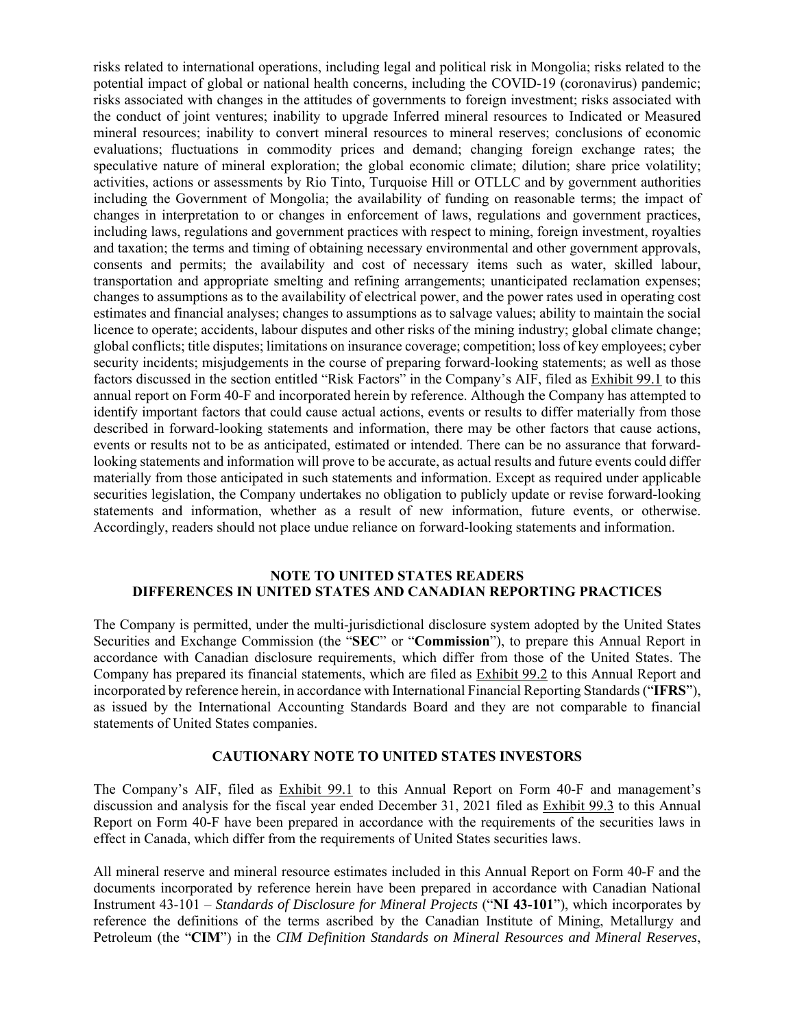risks related to international operations, including legal and political risk in Mongolia; risks related to the potential impact of global or national health concerns, including the COVID-19 (coronavirus) pandemic; risks associated with changes in the attitudes of governments to foreign investment; risks associated with the conduct of joint ventures; inability to upgrade Inferred mineral resources to Indicated or Measured mineral resources; inability to convert mineral resources to mineral reserves; conclusions of economic evaluations; fluctuations in commodity prices and demand; changing foreign exchange rates; the speculative nature of mineral exploration; the global economic climate; dilution; share price volatility; activities, actions or assessments by Rio Tinto, Turquoise Hill or OTLLC and by government authorities including the Government of Mongolia; the availability of funding on reasonable terms; the impact of changes in interpretation to or changes in enforcement of laws, regulations and government practices, including laws, regulations and government practices with respect to mining, foreign investment, royalties and taxation; the terms and timing of obtaining necessary environmental and other government approvals, consents and permits; the availability and cost of necessary items such as water, skilled labour, transportation and appropriate smelting and refining arrangements; unanticipated reclamation expenses; changes to assumptions as to the availability of electrical power, and the power rates used in operating cost estimates and financial analyses; changes to assumptions as to salvage values; ability to maintain the social licence to operate; accidents, labour disputes and other risks of the mining industry; global climate change; global conflicts; title disputes; limitations on insurance coverage; competition; loss of key employees; cyber security incidents; misjudgements in the course of preparing forward-looking statements; as well as those factors discussed in the section entitled "Risk Factors" in the Company's AIF, filed as Exhibit 99.1 to this annual report on Form 40-F and incorporated herein by reference. Although the Company has attempted to identify important factors that could cause actual actions, events or results to differ materially from those described in forward-looking statements and information, there may be other factors that cause actions, events or results not to be as anticipated, estimated or intended. There can be no assurance that forward-looking statements and information will prove to be accurate, as actual results and future events could differ materially from those anticipated in such statements and information. Except as required under applicable securities legislation, the Company undertakes no obligation to publicly update or revise forward-looking statements and information, whether as a result of new information, future events, or otherwise. Accordingly, readers should not place undue reliance on forward-looking statements and information.

## NOTE TO UNITED STATES READERS DIFFERENCES IN UNITED STATES AND CANADIAN REPORTING PRACTICES

The Company is permitted, under the multi-jurisdictional disclosure system adopted by the United States Securities and Exchange Commission (the "**SEC**" or "**Commission**"), to prepare this Annual Report in accordance with Canadian disclosure requirements, which differ from those of the United States. The Company has prepared its financial statements, which are filed as Exhibit 99.2 to this Annual Report and incorporated by reference herein, in accordance with International Financial Reporting Standards ("**IFRS**"), as issued by the International Accounting Standards Board and they are not comparable to financial statements of United States companies.

## CAUTIONARY NOTE TO UNITED STATES INVESTORS

The Company's AIF, filed as Exhibit 99.1 to this Annual Report on Form 40-F and management's discussion and analysis for the fiscal year ended December 31, 2021 filed as Exhibit 99.3 to this Annual Report on Form 40-F have been prepared in accordance with the requirements of the securities laws in effect in Canada, which differ from the requirements of United States securities laws.

All mineral reserve and mineral resource estimates included in this Annual Report on Form 40-F and the documents incorporated by reference herein have been prepared in accordance with Canadian National Instrument 43-101 – *Standards of Disclosure for Mineral Projects* ("**NI 43-101**"), which incorporates by reference the definitions of the terms ascribed by the Canadian Institute of Mining, Metallurgy and Petroleum (the "**CIM**") in the *CIM Definition Standards on Mineral Resources and Mineral Reserves*,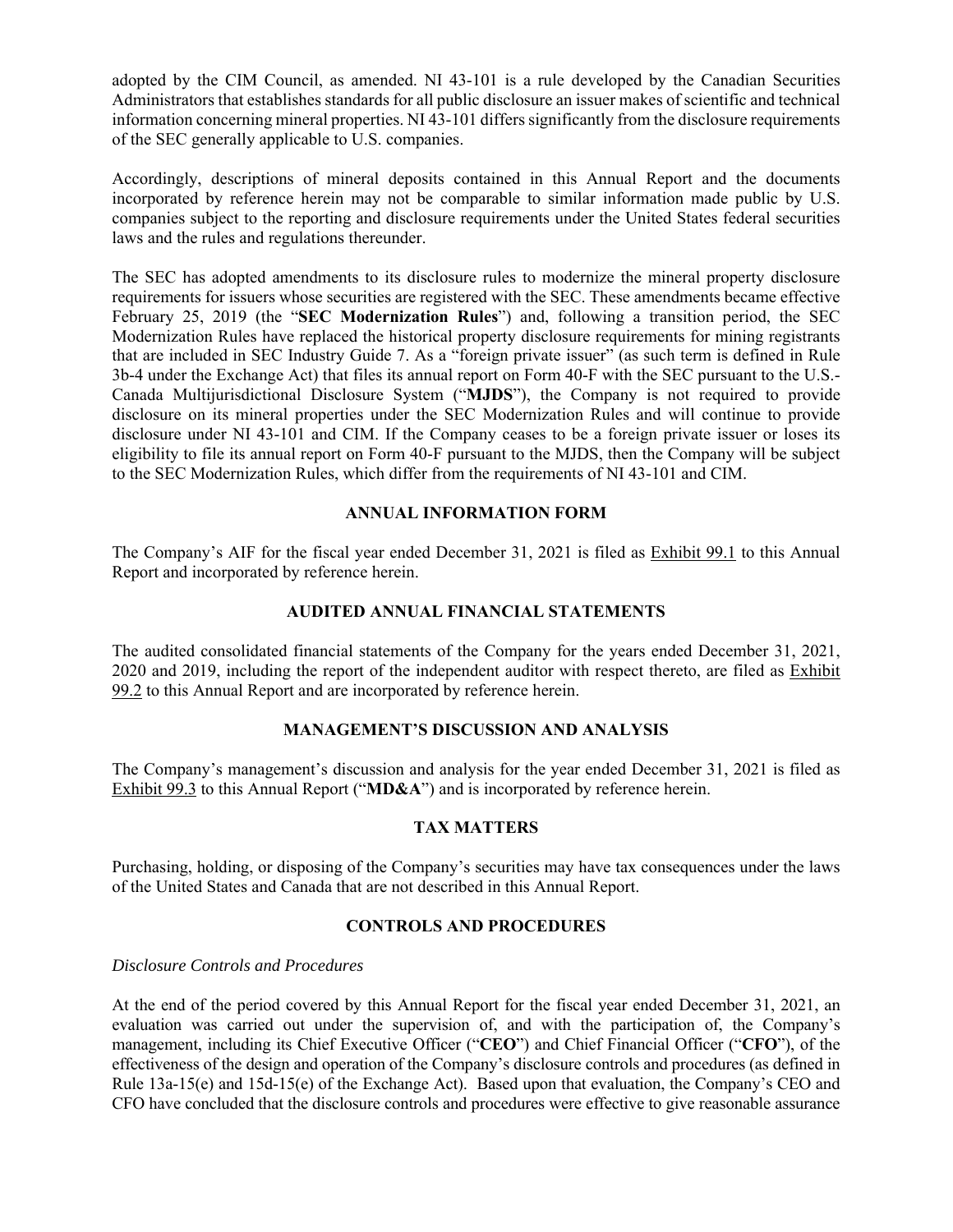adopted by the CIM Council, as amended. NI 43-101 is a rule developed by the Canadian Securities Administrators that establishes standards for all public disclosure an issuer makes of scientific and technical information concerning mineral properties. NI 43-101 differs significantly from the disclosure requirements of the SEC generally applicable to U.S. companies.

Accordingly, descriptions of mineral deposits contained in this Annual Report and the documents incorporated by reference herein may not be comparable to similar information made public by U.S. companies subject to the reporting and disclosure requirements under the United States federal securities laws and the rules and regulations thereunder.

The SEC has adopted amendments to its disclosure rules to modernize the mineral property disclosure requirements for issuers whose securities are registered with the SEC. These amendments became effective February 25, 2019 (the "**SEC Modernization Rules**") and, following a transition period, the SEC Modernization Rules have replaced the historical property disclosure requirements for mining registrants that are included in SEC Industry Guide 7. As a "foreign private issuer" (as such term is defined in Rule 3b-4 under the Exchange Act) that files its annual report on Form 40-F with the SEC pursuant to the U.S.-Canada Multijurisdictional Disclosure System ("**MJDS**"), the Company is not required to provide disclosure on its mineral properties under the SEC Modernization Rules and will continue to provide disclosure under NI 43-101 and CIM. If the Company ceases to be a foreign private issuer or loses its eligibility to file its annual report on Form 40-F pursuant to the MJDS, then the Company will be subject to the SEC Modernization Rules, which differ from the requirements of NI 43-101 and CIM.

## ANNUAL INFORMATION FORM

The Company's AIF for the fiscal year ended December 31, 2021 is filed as Exhibit 99.1 to this Annual Report and incorporated by reference herein.

## AUDITED ANNUAL FINANCIAL STATEMENTS

The audited consolidated financial statements of the Company for the years ended December 31, 2021, 2020 and 2019, including the report of the independent auditor with respect thereto, are filed as Exhibit 99.2 to this Annual Report and are incorporated by reference herein.

## MANAGEMENT'S DISCUSSION AND ANALYSIS

The Company's management's discussion and analysis for the year ended December 31, 2021 is filed as Exhibit 99.3 to this Annual Report ("**MD&A**") and is incorporated by reference herein.

## TAX MATTERS

Purchasing, holding, or disposing of the Company's securities may have tax consequences under the laws of the United States and Canada that are not described in this Annual Report.

## CONTROLS AND PROCEDURES

*Disclosure Controls and Procedures*

At the end of the period covered by this Annual Report for the fiscal year ended December 31, 2021, an evaluation was carried out under the supervision of, and with the participation of, the Company's management, including its Chief Executive Officer ("**CEO**") and Chief Financial Officer ("**CFO**"), of the effectiveness of the design and operation of the Company's disclosure controls and procedures (as defined in Rule 13a-15(e) and 15d-15(e) of the Exchange Act). Based upon that evaluation, the Company's CEO and CFO have concluded that the disclosure controls and procedures were effective to give reasonable assurance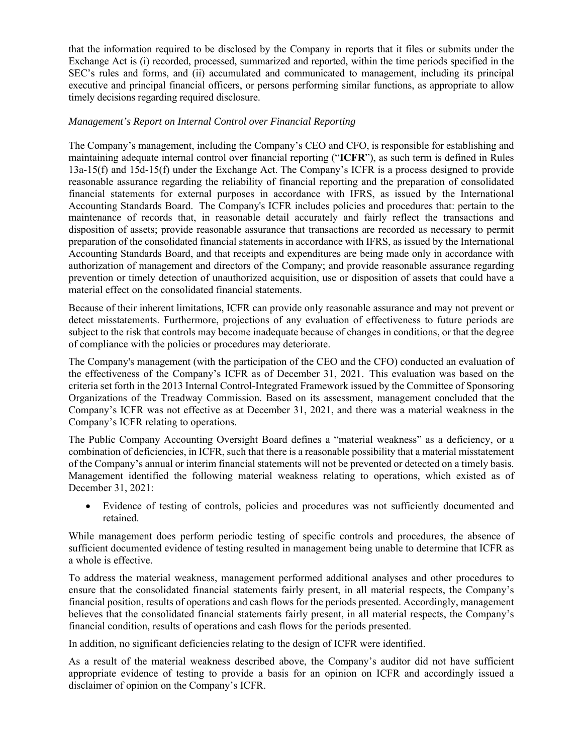that the information required to be disclosed by the Company in reports that it files or submits under the Exchange Act is (i) recorded, processed, summarized and reported, within the time periods specified in the SEC's rules and forms, and (ii) accumulated and communicated to management, including its principal executive and principal financial officers, or persons performing similar functions, as appropriate to allow timely decisions regarding required disclosure.

*Management's Report on Internal Control over Financial Reporting*

The Company's management, including the Company's CEO and CFO, is responsible for establishing and maintaining adequate internal control over financial reporting ("**ICFR**"), as such term is defined in Rules 13a-15(f) and 15d-15(f) under the Exchange Act. The Company's ICFR is a process designed to provide reasonable assurance regarding the reliability of financial reporting and the preparation of consolidated financial statements for external purposes in accordance with IFRS, as issued by the International Accounting Standards Board. The Company's ICFR includes policies and procedures that: pertain to the maintenance of records that, in reasonable detail accurately and fairly reflect the transactions and disposition of assets; provide reasonable assurance that transactions are recorded as necessary to permit preparation of the consolidated financial statements in accordance with IFRS, as issued by the International Accounting Standards Board, and that receipts and expenditures are being made only in accordance with authorization of management and directors of the Company; and provide reasonable assurance regarding prevention or timely detection of unauthorized acquisition, use or disposition of assets that could have a material effect on the consolidated financial statements.

Because of their inherent limitations, ICFR can provide only reasonable assurance and may not prevent or detect misstatements. Furthermore, projections of any evaluation of effectiveness to future periods are subject to the risk that controls may become inadequate because of changes in conditions, or that the degree of compliance with the policies or procedures may deteriorate.

The Company's management (with the participation of the CEO and the CFO) conducted an evaluation of the effectiveness of the Company's ICFR as of December 31, 2021. This evaluation was based on the criteria set forth in the 2013 Internal Control-Integrated Framework issued by the Committee of Sponsoring Organizations of the Treadway Commission. Based on its assessment, management concluded that the Company's ICFR was not effective as at December 31, 2021, and there was a material weakness in the Company's ICFR relating to operations.

The Public Company Accounting Oversight Board defines a "material weakness" as a deficiency, or a combination of deficiencies, in ICFR, such that there is a reasonable possibility that a material misstatement of the Company's annual or interim financial statements will not be prevented or detected on a timely basis. Management identified the following material weakness relating to operations, which existed as of December 31, 2021:

- Evidence of testing of controls, policies and procedures was not sufficiently documented and retained.

While management does perform periodic testing of specific controls and procedures, the absence of sufficient documented evidence of testing resulted in management being unable to determine that ICFR as a whole is effective.

To address the material weakness, management performed additional analyses and other procedures to ensure that the consolidated financial statements fairly present, in all material respects, the Company's financial position, results of operations and cash flows for the periods presented. Accordingly, management believes that the consolidated financial statements fairly present, in all material respects, the Company's financial condition, results of operations and cash flows for the periods presented.

In addition, no significant deficiencies relating to the design of ICFR were identified.

As a result of the material weakness described above, the Company's auditor did not have sufficient appropriate evidence of testing to provide a basis for an opinion on ICFR and accordingly issued a disclaimer of opinion on the Company's ICFR.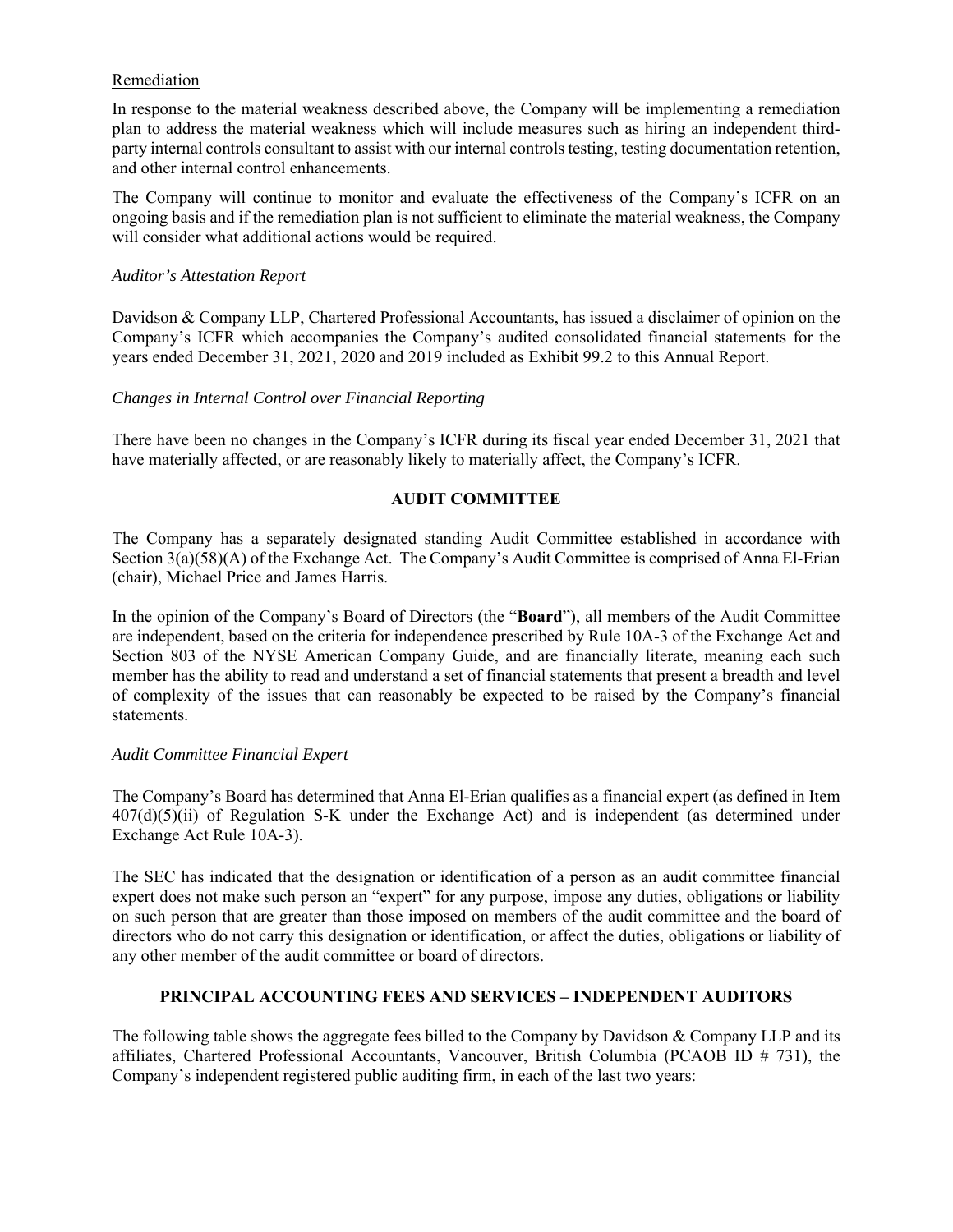Remediation

In response to the material weakness described above, the Company will be implementing a remediation plan to address the material weakness which will include measures such as hiring an independent third-party internal controls consultant to assist with our internal controls testing, testing documentation retention, and other internal control enhancements.

The Company will continue to monitor and evaluate the effectiveness of the Company's ICFR on an ongoing basis and if the remediation plan is not sufficient to eliminate the material weakness, the Company will consider what additional actions would be required.

*Auditor's Attestation Report*

Davidson & Company LLP, Chartered Professional Accountants, has issued a disclaimer of opinion on the Company's ICFR which accompanies the Company's audited consolidated financial statements for the years ended December 31, 2021, 2020 and 2019 included as Exhibit 99.2 to this Annual Report.

*Changes in Internal Control over Financial Reporting*

There have been no changes in the Company's ICFR during its fiscal year ended December 31, 2021 that have materially affected, or are reasonably likely to materially affect, the Company's ICFR.

## AUDIT COMMITTEE

The Company has a separately designated standing Audit Committee established in accordance with Section 3(a)(58)(A) of the Exchange Act. The Company's Audit Committee is comprised of Anna El-Erian (chair), Michael Price and James Harris.

In the opinion of the Company's Board of Directors (the "**Board**"), all members of the Audit Committee are independent, based on the criteria for independence prescribed by Rule 10A-3 of the Exchange Act and Section 803 of the NYSE American Company Guide, and are financially literate, meaning each such member has the ability to read and understand a set of financial statements that present a breadth and level of complexity of the issues that can reasonably be expected to be raised by the Company's financial statements.

*Audit Committee Financial Expert*

The Company's Board has determined that Anna El-Erian qualifies as a financial expert (as defined in Item 407(d)(5)(ii) of Regulation S-K under the Exchange Act) and is independent (as determined under Exchange Act Rule 10A-3).

The SEC has indicated that the designation or identification of a person as an audit committee financial expert does not make such person an "expert" for any purpose, impose any duties, obligations or liability on such person that are greater than those imposed on members of the audit committee and the board of directors who do not carry this designation or identification, or affect the duties, obligations or liability of any other member of the audit committee or board of directors.

## PRINCIPAL ACCOUNTING FEES AND SERVICES – INDEPENDENT AUDITORS

The following table shows the aggregate fees billed to the Company by Davidson & Company LLP and its affiliates, Chartered Professional Accountants, Vancouver, British Columbia (PCAOB ID # 731), the Company's independent registered public auditing firm, in each of the last two years: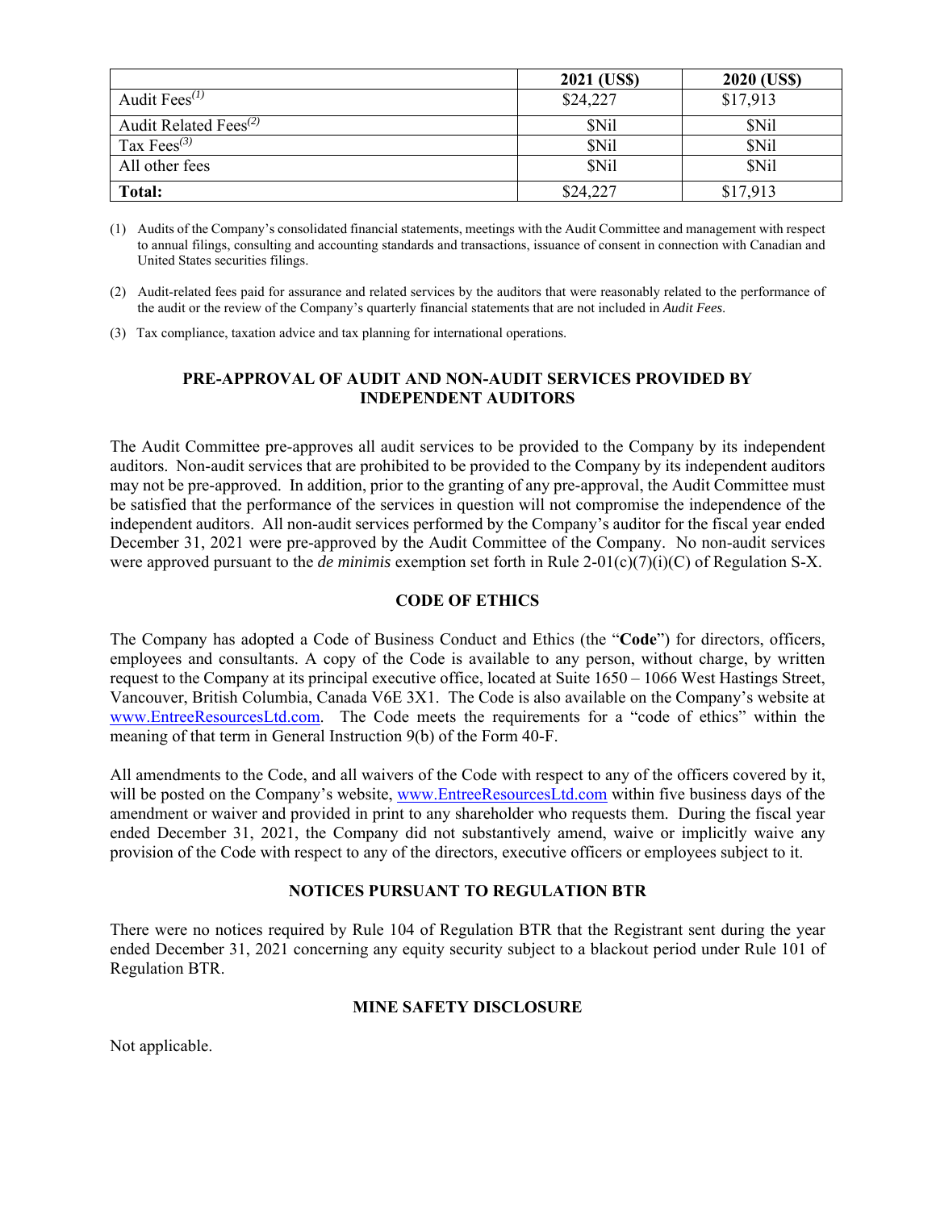| | 2021 (US$) | 2020 (US$) |
|---|---|---|
| Audit Fees[(1)] | $24,227 | $17,913 |
| Audit Related Fees[(2)] | $Nil | $Nil |
| Tax Fees[(3)] | $Nil | $Nil |
| All other fees | $Nil | $Nil |
| **Total:** | $24,227 | $17,913 |

(1) Audits of the Company's consolidated financial statements, meetings with the Audit Committee and management with respect to annual filings, consulting and accounting standards and transactions, issuance of consent in connection with Canadian and United States securities filings.

(2) Audit-related fees paid for assurance and related services by the auditors that were reasonably related to the performance of the audit or the review of the Company's quarterly financial statements that are not included in *Audit Fees*.

(3) Tax compliance, taxation advice and tax planning for international operations.

## PRE-APPROVAL OF AUDIT AND NON-AUDIT SERVICES PROVIDED BY INDEPENDENT AUDITORS

The Audit Committee pre-approves all audit services to be provided to the Company by its independent auditors. Non-audit services that are prohibited to be provided to the Company by its independent auditors may not be pre-approved. In addition, prior to the granting of any pre-approval, the Audit Committee must be satisfied that the performance of the services in question will not compromise the independence of the independent auditors. All non-audit services performed by the Company's auditor for the fiscal year ended December 31, 2021 were pre-approved by the Audit Committee of the Company. No non-audit services were approved pursuant to the *de minimis* exemption set forth in Rule 2-01(c)(7)(i)(C) of Regulation S-X.

## CODE OF ETHICS

The Company has adopted a Code of Business Conduct and Ethics (the "**Code**") for directors, officers, employees and consultants. A copy of the Code is available to any person, without charge, by written request to the Company at its principal executive office, located at Suite 1650 – 1066 West Hastings Street, Vancouver, British Columbia, Canada V6E 3X1. The Code is also available on the Company's website at www.EntreeResourcesLtd.com. The Code meets the requirements for a "code of ethics" within the meaning of that term in General Instruction 9(b) of the Form 40-F.

All amendments to the Code, and all waivers of the Code with respect to any of the officers covered by it, will be posted on the Company's website, www.EntreeResourcesLtd.com within five business days of the amendment or waiver and provided in print to any shareholder who requests them. During the fiscal year ended December 31, 2021, the Company did not substantively amend, waive or implicitly waive any provision of the Code with respect to any of the directors, executive officers or employees subject to it.

## NOTICES PURSUANT TO REGULATION BTR

There were no notices required by Rule 104 of Regulation BTR that the Registrant sent during the year ended December 31, 2021 concerning any equity security subject to a blackout period under Rule 101 of Regulation BTR.

## MINE SAFETY DISCLOSURE

Not applicable.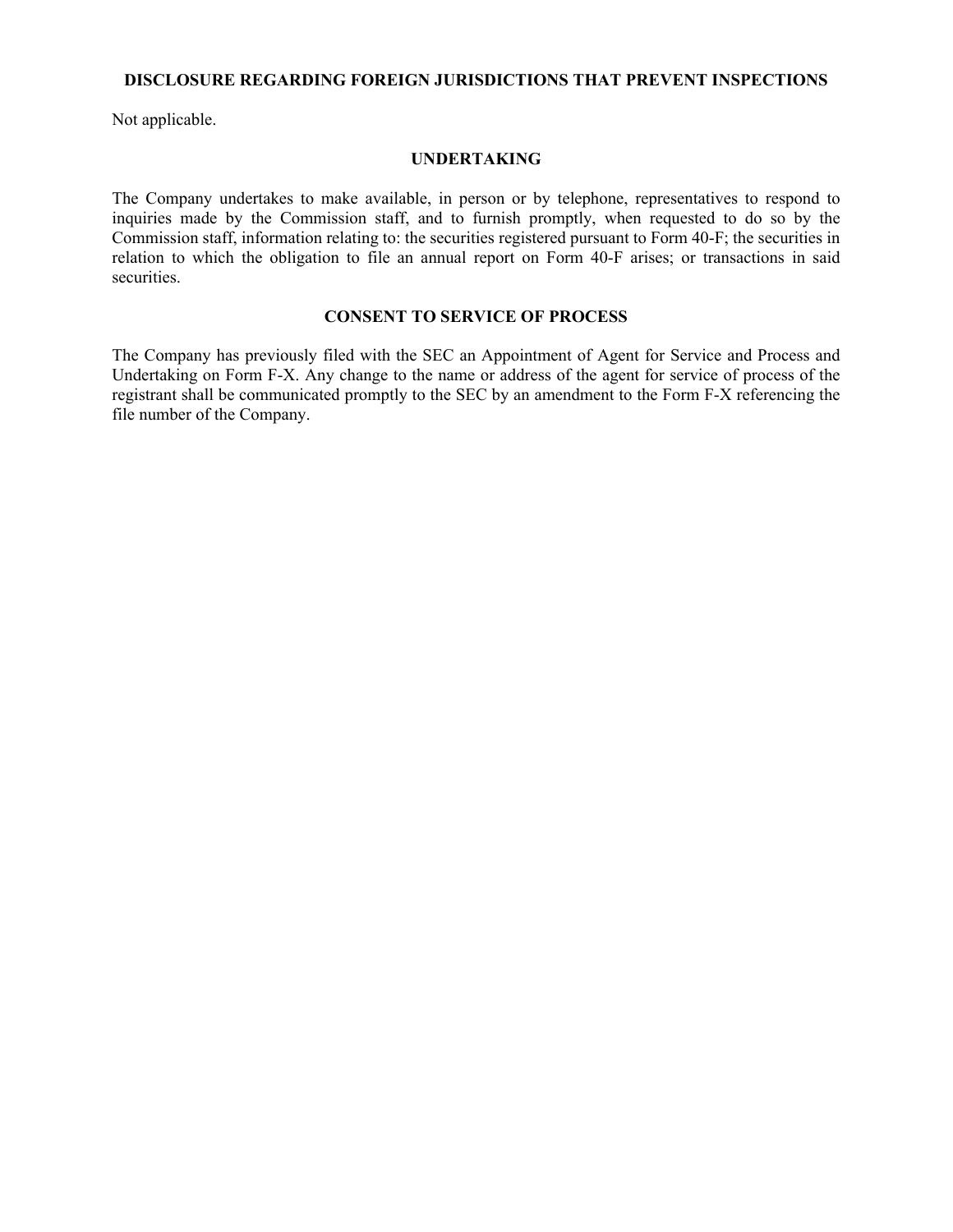## DISCLOSURE REGARDING FOREIGN JURISDICTIONS THAT PREVENT INSPECTIONS

Not applicable.

## UNDERTAKING

The Company undertakes to make available, in person or by telephone, representatives to respond to inquiries made by the Commission staff, and to furnish promptly, when requested to do so by the Commission staff, information relating to: the securities registered pursuant to Form 40-F; the securities in relation to which the obligation to file an annual report on Form 40-F arises; or transactions in said securities.

## CONSENT TO SERVICE OF PROCESS

The Company has previously filed with the SEC an Appointment of Agent for Service and Process and Undertaking on Form F-X. Any change to the name or address of the agent for service of process of the registrant shall be communicated promptly to the SEC by an amendment to the Form F-X referencing the file number of the Company.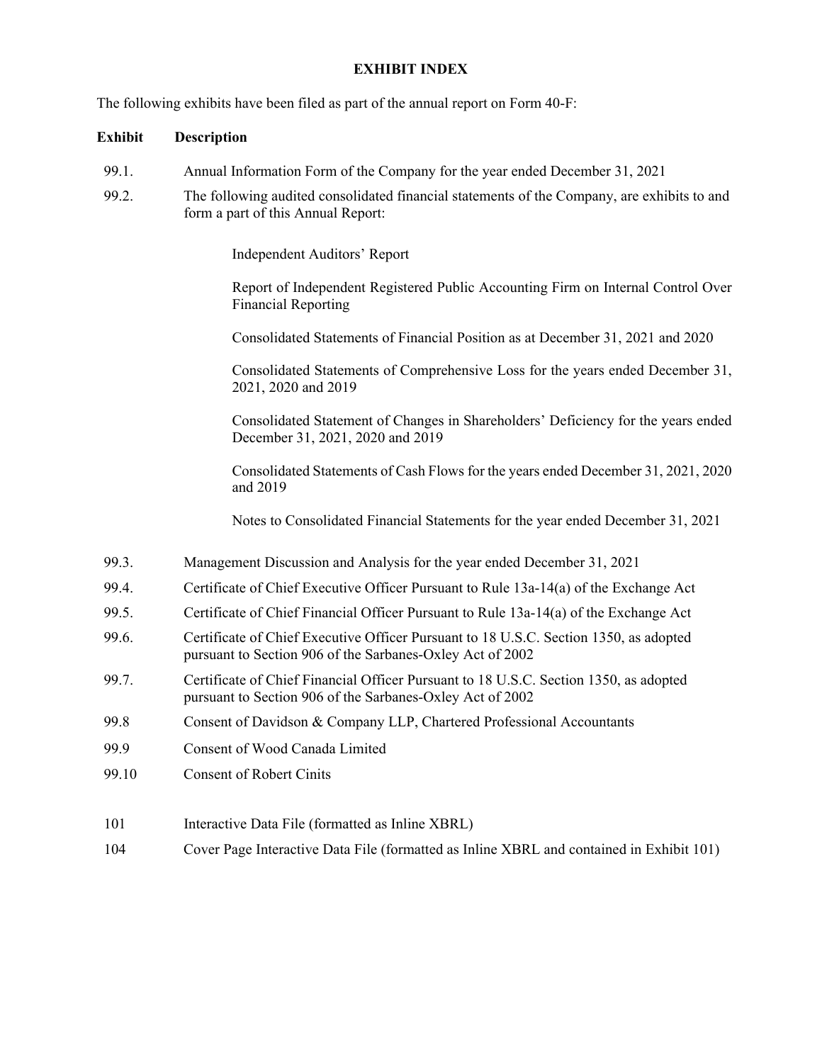## EXHIBIT INDEX

The following exhibits have been filed as part of the annual report on Form 40-F:

| Exhibit | Description |
| --- | --- |
| 99.1. | Annual Information Form of the Company for the year ended December 31, 2021 |
| 99.2. | The following audited consolidated financial statements of the Company, are exhibits to and form a part of this Annual Report:<br><br>Independent Auditors' Report<br><br>Report of Independent Registered Public Accounting Firm on Internal Control Over Financial Reporting<br><br>Consolidated Statements of Financial Position as at December 31, 2021 and 2020<br><br>Consolidated Statements of Comprehensive Loss for the years ended December 31, 2021, 2020 and 2019<br><br>Consolidated Statement of Changes in Shareholders' Deficiency for the years ended December 31, 2021, 2020 and 2019<br><br>Consolidated Statements of Cash Flows for the years ended December 31, 2021, 2020 and 2019<br><br>Notes to Consolidated Financial Statements for the year ended December 31, 2021 |
| 99.3. | Management Discussion and Analysis for the year ended December 31, 2021 |
| 99.4. | Certificate of Chief Executive Officer Pursuant to Rule 13a-14(a) of the Exchange Act |
| 99.5. | Certificate of Chief Financial Officer Pursuant to Rule 13a-14(a) of the Exchange Act |
| 99.6. | Certificate of Chief Executive Officer Pursuant to 18 U.S.C. Section 1350, as adopted pursuant to Section 906 of the Sarbanes-Oxley Act of 2002 |
| 99.7. | Certificate of Chief Financial Officer Pursuant to 18 U.S.C. Section 1350, as adopted pursuant to Section 906 of the Sarbanes-Oxley Act of 2002 |
| 99.8 | Consent of Davidson & Company LLP, Chartered Professional Accountants |
| 99.9 | Consent of Wood Canada Limited |
| 99.10 | Consent of Robert Cinits |
| 101 | Interactive Data File (formatted as Inline XBRL) |
| 104 | Cover Page Interactive Data File (formatted as Inline XBRL and contained in Exhibit 101) |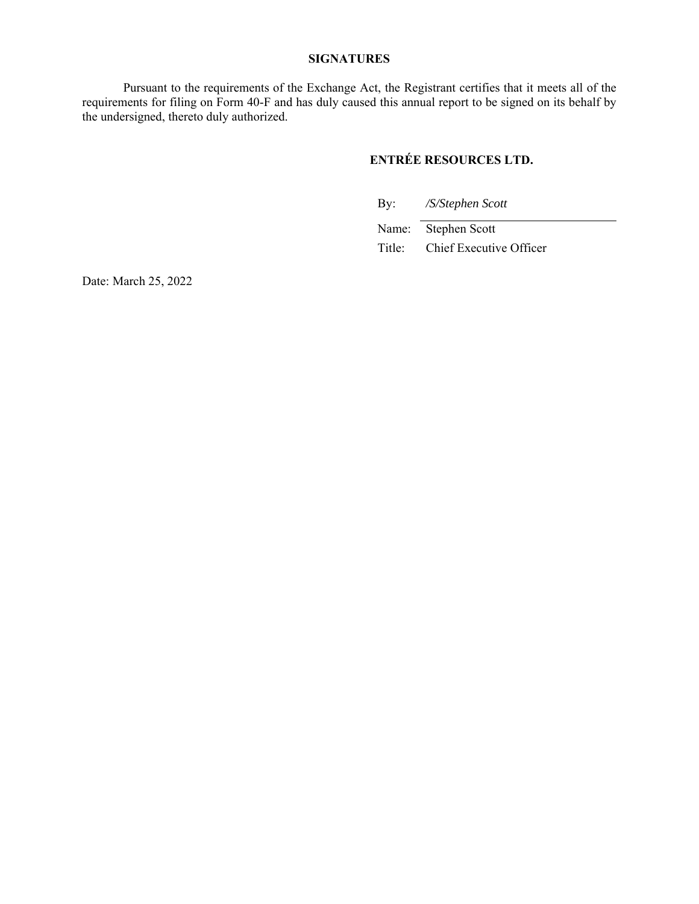## SIGNATURES

Pursuant to the requirements of the Exchange Act, the Registrant certifies that it meets all of the requirements for filing on Form 40-F and has duly caused this annual report to be signed on its behalf by the undersigned, thereto duly authorized.

**ENTRÉE RESOURCES LTD.**

By: */S/Stephen Scott*

Name: Stephen Scott

Title: Chief Executive Officer

Date: March 25, 2022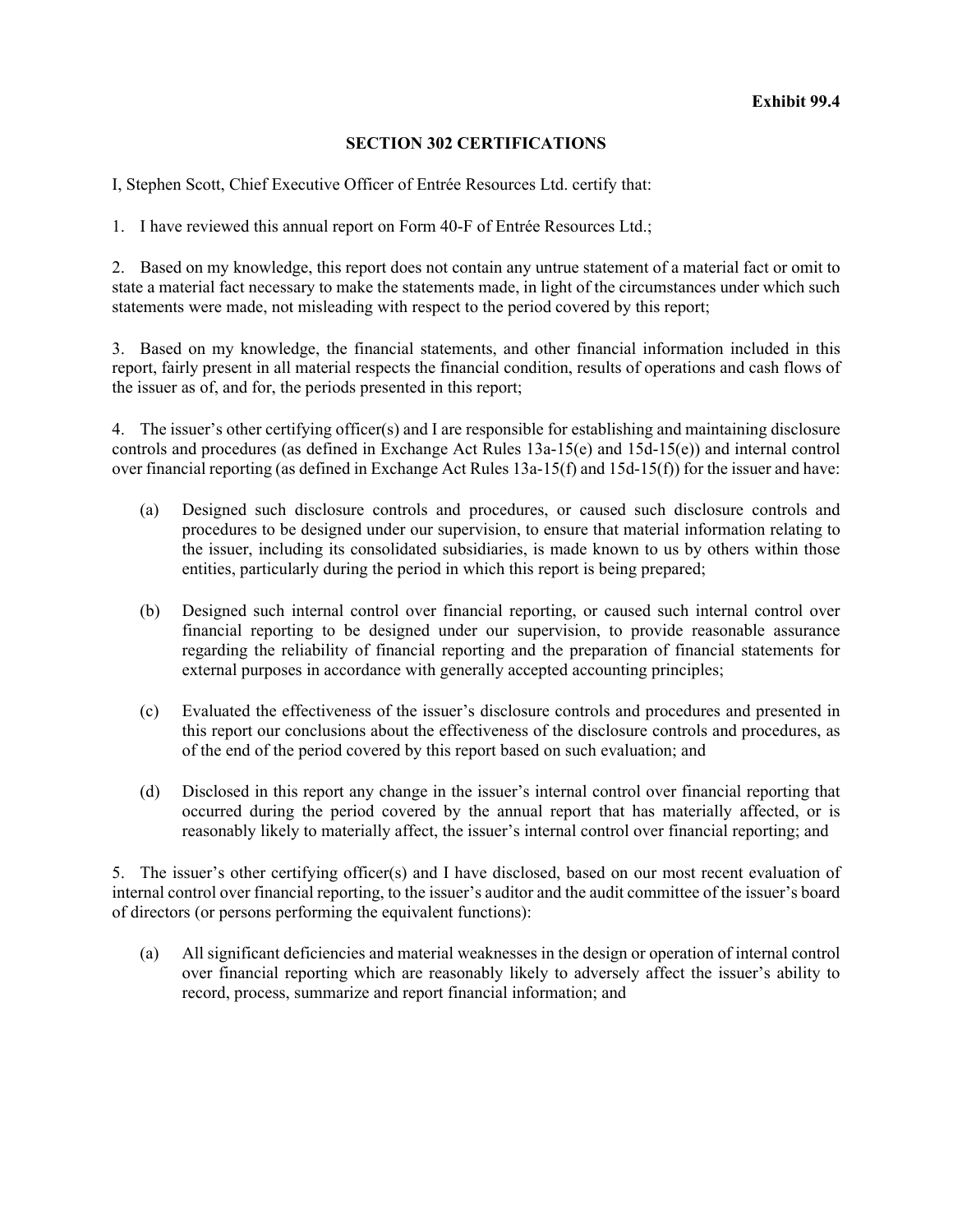**Exhibit 99.4**

**SECTION 302 CERTIFICATIONS**

I, Stephen Scott, Chief Executive Officer of Entrée Resources Ltd. certify that:

1. I have reviewed this annual report on Form 40-F of Entrée Resources Ltd.;

2. Based on my knowledge, this report does not contain any untrue statement of a material fact or omit to state a material fact necessary to make the statements made, in light of the circumstances under which such statements were made, not misleading with respect to the period covered by this report;

3. Based on my knowledge, the financial statements, and other financial information included in this report, fairly present in all material respects the financial condition, results of operations and cash flows of the issuer as of, and for, the periods presented in this report;

4. The issuer's other certifying officer(s) and I are responsible for establishing and maintaining disclosure controls and procedures (as defined in Exchange Act Rules 13a-15(e) and 15d-15(e)) and internal control over financial reporting (as defined in Exchange Act Rules 13a-15(f) and 15d-15(f)) for the issuer and have:

   (a) Designed such disclosure controls and procedures, or caused such disclosure controls and procedures to be designed under our supervision, to ensure that material information relating to the issuer, including its consolidated subsidiaries, is made known to us by others within those entities, particularly during the period in which this report is being prepared;

   (b) Designed such internal control over financial reporting, or caused such internal control over financial reporting to be designed under our supervision, to provide reasonable assurance regarding the reliability of financial reporting and the preparation of financial statements for external purposes in accordance with generally accepted accounting principles;

   (c) Evaluated the effectiveness of the issuer's disclosure controls and procedures and presented in this report our conclusions about the effectiveness of the disclosure controls and procedures, as of the end of the period covered by this report based on such evaluation; and

   (d) Disclosed in this report any change in the issuer's internal control over financial reporting that occurred during the period covered by the annual report that has materially affected, or is reasonably likely to materially affect, the issuer's internal control over financial reporting; and

5. The issuer's other certifying officer(s) and I have disclosed, based on our most recent evaluation of internal control over financial reporting, to the issuer's auditor and the audit committee of the issuer's board of directors (or persons performing the equivalent functions):

   (a) All significant deficiencies and material weaknesses in the design or operation of internal control over financial reporting which are reasonably likely to adversely affect the issuer's ability to record, process, summarize and report financial information; and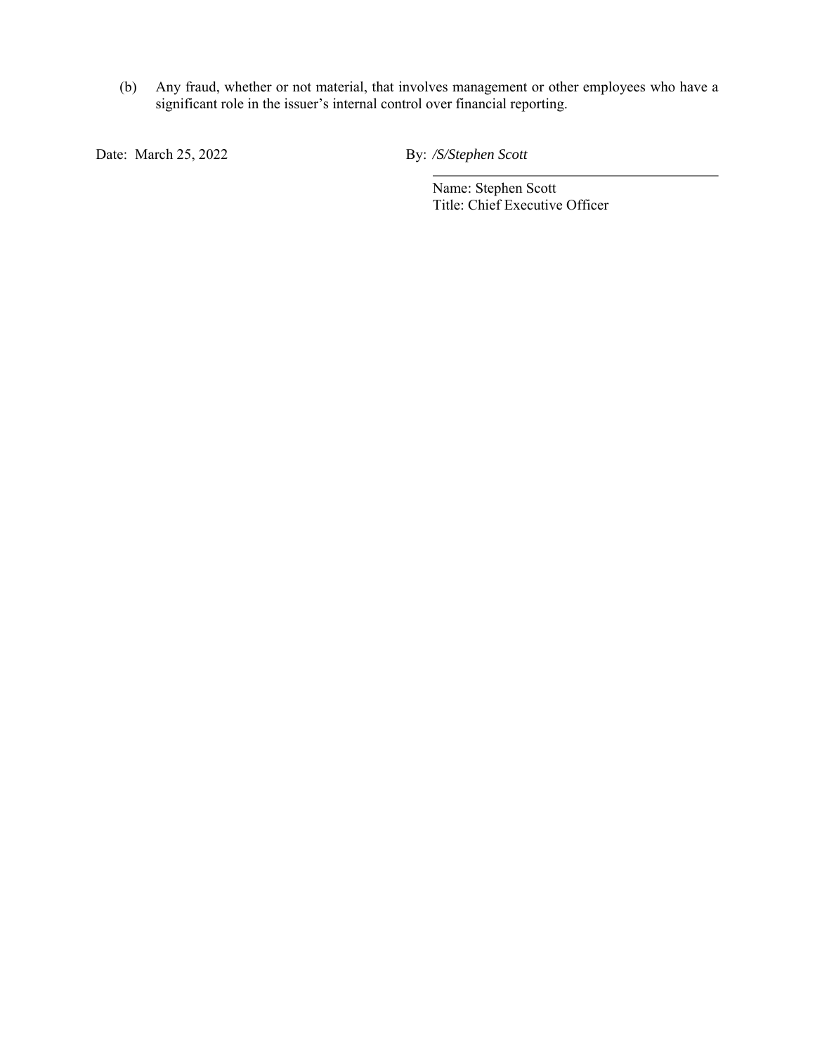(b) Any fraud, whether or not material, that involves management or other employees who have a significant role in the issuer's internal control over financial reporting.

Date: March 25, 2022

By: */S/Stephen Scott*

Name: Stephen Scott
Title: Chief Executive Officer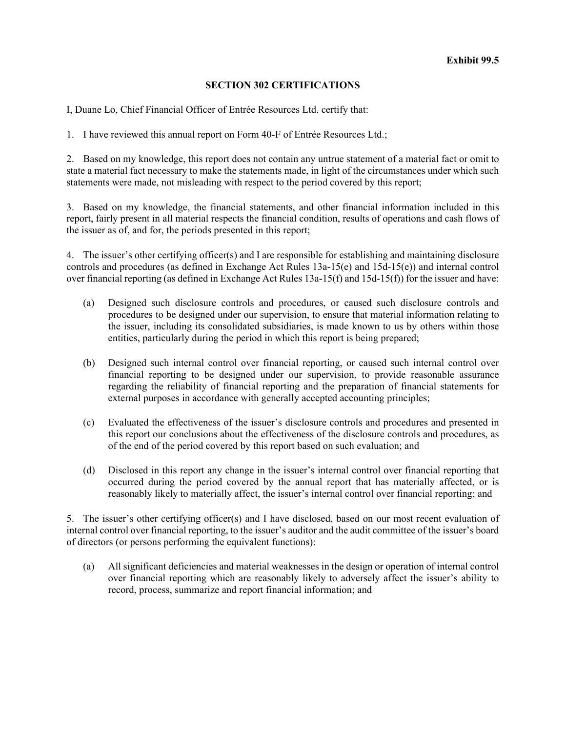**Exhibit 99.5**

**SECTION 302 CERTIFICATIONS**

I, Duane Lo, Chief Financial Officer of Entrée Resources Ltd. certify that:

1. I have reviewed this annual report on Form 40-F of Entrée Resources Ltd.;

2. Based on my knowledge, this report does not contain any untrue statement of a material fact or omit to state a material fact necessary to make the statements made, in light of the circumstances under which such statements were made, not misleading with respect to the period covered by this report;

3. Based on my knowledge, the financial statements, and other financial information included in this report, fairly present in all material respects the financial condition, results of operations and cash flows of the issuer as of, and for, the periods presented in this report;

4. The issuer's other certifying officer(s) and I are responsible for establishing and maintaining disclosure controls and procedures (as defined in Exchange Act Rules 13a-15(e) and 15d-15(e)) and internal control over financial reporting (as defined in Exchange Act Rules 13a-15(f) and 15d-15(f)) for the issuer and have:

   (a) Designed such disclosure controls and procedures, or caused such disclosure controls and procedures to be designed under our supervision, to ensure that material information relating to the issuer, including its consolidated subsidiaries, is made known to us by others within those entities, particularly during the period in which this report is being prepared;

   (b) Designed such internal control over financial reporting, or caused such internal control over financial reporting to be designed under our supervision, to provide reasonable assurance regarding the reliability of financial reporting and the preparation of financial statements for external purposes in accordance with generally accepted accounting principles;

   (c) Evaluated the effectiveness of the issuer's disclosure controls and procedures and presented in this report our conclusions about the effectiveness of the disclosure controls and procedures, as of the end of the period covered by this report based on such evaluation; and

   (d) Disclosed in this report any change in the issuer's internal control over financial reporting that occurred during the period covered by the annual report that has materially affected, or is reasonably likely to materially affect, the issuer's internal control over financial reporting; and

5. The issuer's other certifying officer(s) and I have disclosed, based on our most recent evaluation of internal control over financial reporting, to the issuer's auditor and the audit committee of the issuer's board of directors (or persons performing the equivalent functions):

   (a) All significant deficiencies and material weaknesses in the design or operation of internal control over financial reporting which are reasonably likely to adversely affect the issuer's ability to record, process, summarize and report financial information; and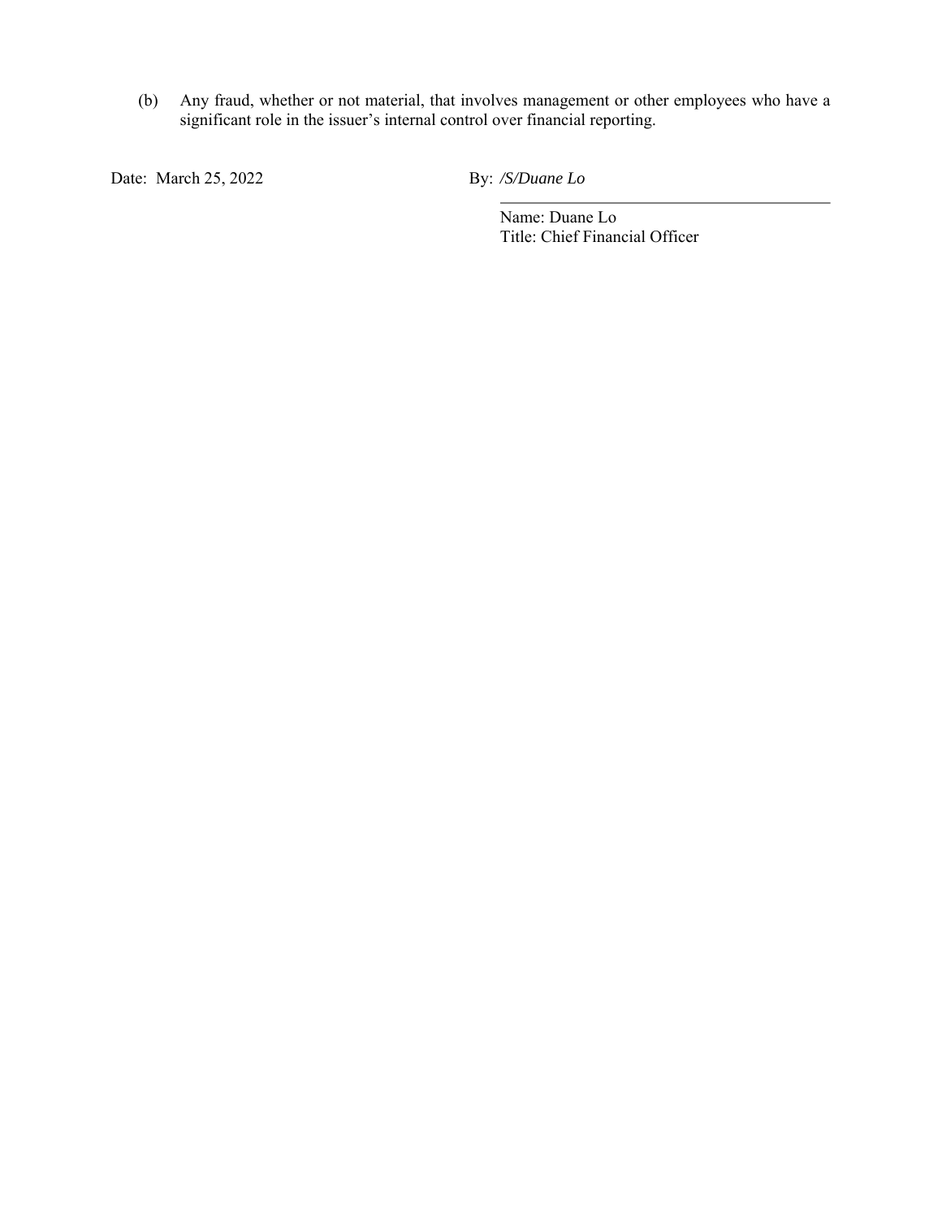(b) Any fraud, whether or not material, that involves management or other employees who have a significant role in the issuer's internal control over financial reporting.

Date: March 25, 2022

By: */S/Duane Lo*

Name: Duane Lo
Title: Chief Financial Officer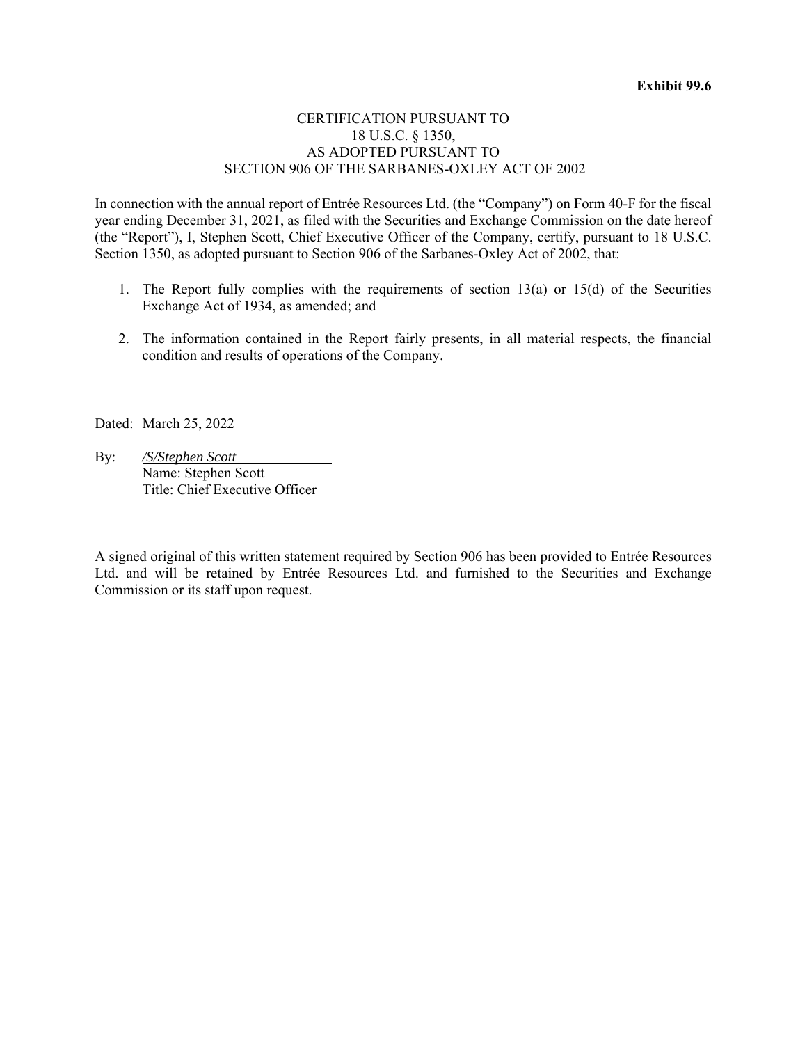**Exhibit 99.6**

CERTIFICATION PURSUANT TO
18 U.S.C. § 1350,
AS ADOPTED PURSUANT TO
SECTION 906 OF THE SARBANES-OXLEY ACT OF 2002

In connection with the annual report of Entrée Resources Ltd. (the "Company") on Form 40-F for the fiscal year ending December 31, 2021, as filed with the Securities and Exchange Commission on the date hereof (the "Report"), I, Stephen Scott, Chief Executive Officer of the Company, certify, pursuant to 18 U.S.C. Section 1350, as adopted pursuant to Section 906 of the Sarbanes-Oxley Act of 2002, that:

1. The Report fully complies with the requirements of section 13(a) or 15(d) of the Securities Exchange Act of 1934, as amended; and

2. The information contained in the Report fairly presents, in all material respects, the financial condition and results of operations of the Company.

Dated: March 25, 2022

By: */S/Stephen Scott*
Name: Stephen Scott
Title: Chief Executive Officer

A signed original of this written statement required by Section 906 has been provided to Entrée Resources Ltd. and will be retained by Entrée Resources Ltd. and furnished to the Securities and Exchange Commission or its staff upon request.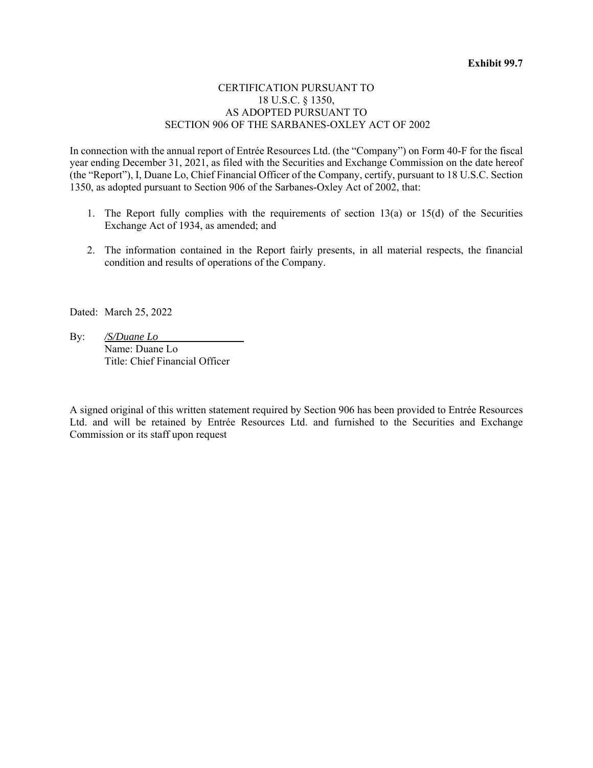**Exhibit 99.7**

CERTIFICATION PURSUANT TO
18 U.S.C. § 1350,
AS ADOPTED PURSUANT TO
SECTION 906 OF THE SARBANES-OXLEY ACT OF 2002

In connection with the annual report of Entrée Resources Ltd. (the "Company") on Form 40-F for the fiscal year ending December 31, 2021, as filed with the Securities and Exchange Commission on the date hereof (the "Report"), I, Duane Lo, Chief Financial Officer of the Company, certify, pursuant to 18 U.S.C. Section 1350, as adopted pursuant to Section 906 of the Sarbanes-Oxley Act of 2002, that:

1. The Report fully complies with the requirements of section 13(a) or 15(d) of the Securities Exchange Act of 1934, as amended; and

2. The information contained in the Report fairly presents, in all material respects, the financial condition and results of operations of the Company.

Dated: March 25, 2022

By: *<u>/S/Duane Lo</u>*
Name: Duane Lo
Title: Chief Financial Officer

A signed original of this written statement required by Section 906 has been provided to Entrée Resources Ltd. and will be retained by Entrée Resources Ltd. and furnished to the Securities and Exchange Commission or its staff upon request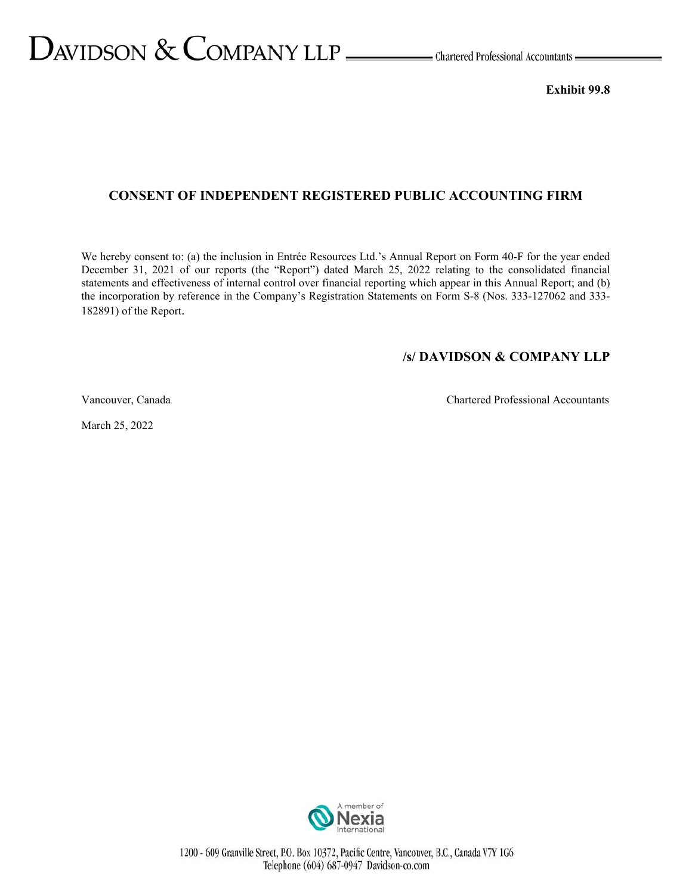**Exhibit 99.8**

## CONSENT OF INDEPENDENT REGISTERED PUBLIC ACCOUNTING FIRM

We hereby consent to: (a) the inclusion in Entrée Resources Ltd.'s Annual Report on Form 40-F for the year ended December 31, 2021 of our reports (the "Report") dated March 25, 2022 relating to the consolidated financial statements and effectiveness of internal control over financial reporting which appear in this Annual Report; and (b) the incorporation by reference in the Company's Registration Statements on Form S-8 (Nos. 333-127062 and 333-182891) of the Report.

**/s/ DAVIDSON & COMPANY LLP**

Vancouver, Canada

Chartered Professional Accountants

March 25, 2022

1200 - 609 Granville Street, P.O. Box 10372, Pacific Centre, Vancouver, B.C., Canada V7Y 1G6
Telephone (604) 687-0947 Davidson-co.com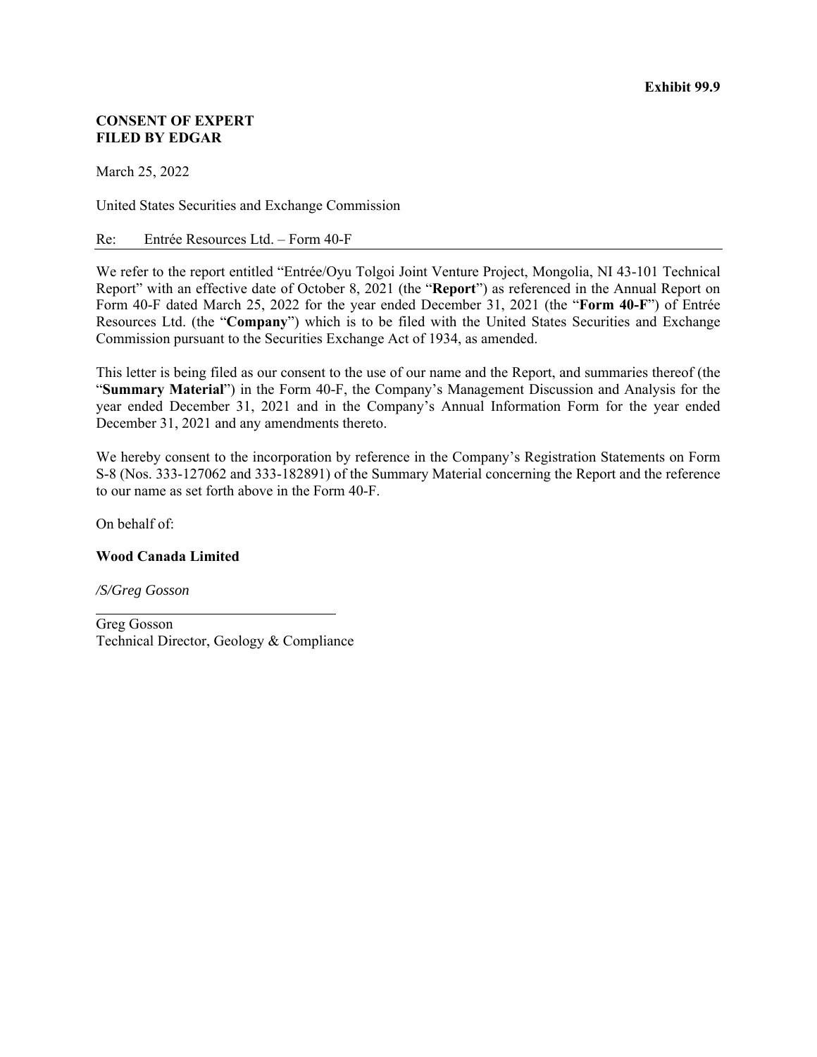**Exhibit 99.9**

**CONSENT OF EXPERT**
**FILED BY EDGAR**

March 25, 2022

United States Securities and Exchange Commission

Re: Entrée Resources Ltd. – Form 40-F

We refer to the report entitled "Entrée/Oyu Tolgoi Joint Venture Project, Mongolia, NI 43-101 Technical Report" with an effective date of October 8, 2021 (the "**Report**") as referenced in the Annual Report on Form 40-F dated March 25, 2022 for the year ended December 31, 2021 (the "**Form 40-F**") of Entrée Resources Ltd. (the "**Company**") which is to be filed with the United States Securities and Exchange Commission pursuant to the Securities Exchange Act of 1934, as amended.

This letter is being filed as our consent to the use of our name and the Report, and summaries thereof (the "**Summary Material**") in the Form 40-F, the Company's Management Discussion and Analysis for the year ended December 31, 2021 and in the Company's Annual Information Form for the year ended December 31, 2021 and any amendments thereto.

We hereby consent to the incorporation by reference in the Company's Registration Statements on Form S-8 (Nos. 333-127062 and 333-182891) of the Summary Material concerning the Report and the reference to our name as set forth above in the Form 40-F.

On behalf of:

**Wood Canada Limited**

*/S/Greg Gosson*

Greg Gosson
Technical Director, Geology & Compliance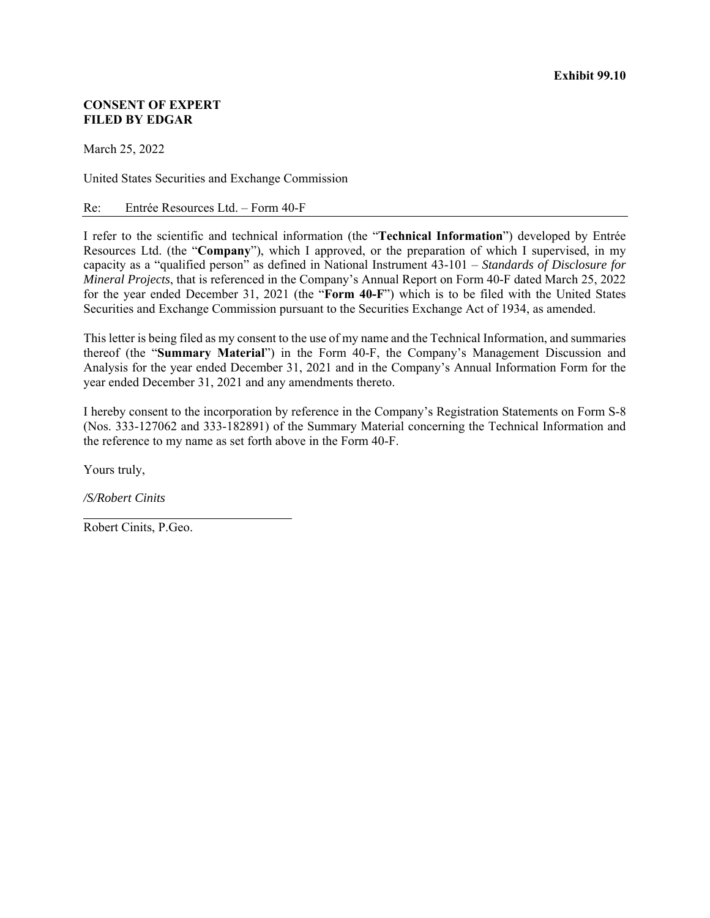**Exhibit 99.10**

**CONSENT OF EXPERT**
**FILED BY EDGAR**

March 25, 2022

United States Securities and Exchange Commission

Re: Entrée Resources Ltd. – Form 40-F

I refer to the scientific and technical information (the "**Technical Information**") developed by Entrée Resources Ltd. (the "**Company**"), which I approved, or the preparation of which I supervised, in my capacity as a "qualified person" as defined in National Instrument 43-101 – *Standards of Disclosure for Mineral Projects*, that is referenced in the Company's Annual Report on Form 40-F dated March 25, 2022 for the year ended December 31, 2021 (the "**Form 40-F**") which is to be filed with the United States Securities and Exchange Commission pursuant to the Securities Exchange Act of 1934, as amended.

This letter is being filed as my consent to the use of my name and the Technical Information, and summaries thereof (the "**Summary Material**") in the Form 40-F, the Company's Management Discussion and Analysis for the year ended December 31, 2021 and in the Company's Annual Information Form for the year ended December 31, 2021 and any amendments thereto.

I hereby consent to the incorporation by reference in the Company's Registration Statements on Form S-8 (Nos. 333-127062 and 333-182891) of the Summary Material concerning the Technical Information and the reference to my name as set forth above in the Form 40-F.

Yours truly,

*/S/Robert Cinits*

Robert Cinits, P.Geo.